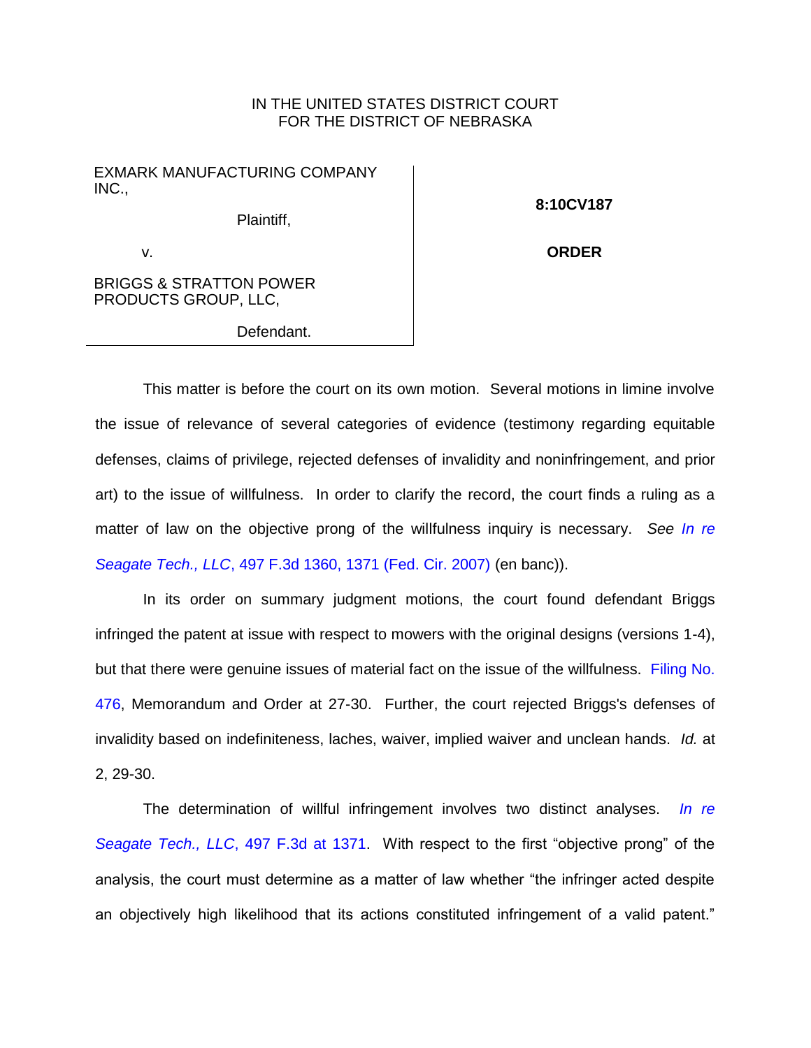IN THE UNITED STATES DISTRICT COURT
FOR THE DISTRICT OF NEBRASKA

| | |
|---|---|
| EXMARK MANUFACTURING COMPANY INC.,<br><br>Plaintiff,<br><br>v.<br><br>BRIGGS & STRATTON POWER PRODUCTS GROUP, LLC,<br><br>Defendant. | **8:10CV187**<br><br>**ORDER** |

This matter is before the court on its own motion. Several motions in limine involve the issue of relevance of several categories of evidence (testimony regarding equitable defenses, claims of privilege, rejected defenses of invalidity and noninfringement, and prior art) to the issue of willfulness. In order to clarify the record, the court finds a ruling as a matter of law on the objective prong of the willfulness inquiry is necessary. *See In re Seagate Tech., LLC*, 497 F.3d 1360, 1371 (Fed. Cir. 2007) (en banc)).

In its order on summary judgment motions, the court found defendant Briggs infringed the patent at issue with respect to mowers with the original designs (versions 1-4), but that there were genuine issues of material fact on the issue of the willfulness. Filing No. 476, Memorandum and Order at 27-30. Further, the court rejected Briggs's defenses of invalidity based on indefiniteness, laches, waiver, implied waiver and unclean hands. *Id.* at 2, 29-30.

The determination of willful infringement involves two distinct analyses. *In re Seagate Tech., LLC*, 497 F.3d at 1371. With respect to the first "objective prong" of the analysis, the court must determine as a matter of law whether "the infringer acted despite an objectively high likelihood that its actions constituted infringement of a valid patent."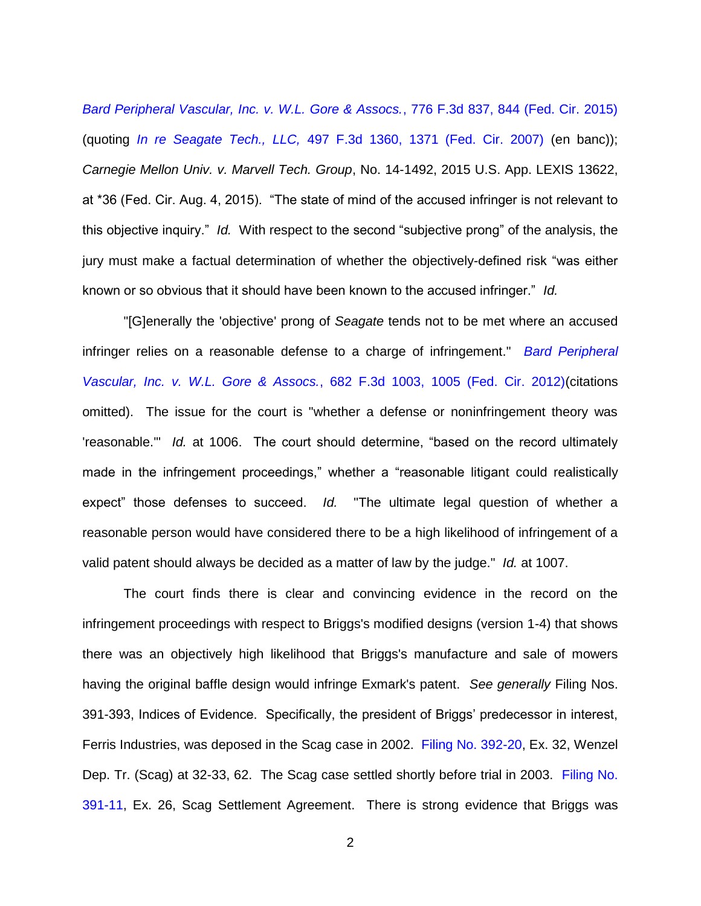*Bard Peripheral Vascular, Inc. v. W.L. Gore & Assocs.*, 776 F.3d 837, 844 (Fed. Cir. 2015) (quoting *In re Seagate Tech., LLC,* 497 F.3d 1360, 1371 (Fed. Cir. 2007) (en banc)); *Carnegie Mellon Univ. v. Marvell Tech. Group*, No. 14-1492, 2015 U.S. App. LEXIS 13622, at *36 (Fed. Cir. Aug. 4, 2015). "The state of mind of the accused infringer is not relevant to this objective inquiry." *Id.* With respect to the second "subjective prong" of the analysis, the jury must make a factual determination of whether the objectively-defined risk "was either known or so obvious that it should have been known to the accused infringer." *Id.*

"[G]enerally the 'objective' prong of *Seagate* tends not to be met where an accused infringer relies on a reasonable defense to a charge of infringement." *Bard Peripheral Vascular, Inc. v. W.L. Gore & Assocs.*, 682 F.3d 1003, 1005 (Fed. Cir. 2012)(citations omitted). The issue for the court is "whether a defense or noninfringement theory was 'reasonable.'" *Id.* at 1006. The court should determine, "based on the record ultimately made in the infringement proceedings," whether a "reasonable litigant could realistically expect" those defenses to succeed. *Id.* "The ultimate legal question of whether a reasonable person would have considered there to be a high likelihood of infringement of a valid patent should always be decided as a matter of law by the judge." *Id.* at 1007.

The court finds there is clear and convincing evidence in the record on the infringement proceedings with respect to Briggs's modified designs (version 1-4) that shows there was an objectively high likelihood that Briggs's manufacture and sale of mowers having the original baffle design would infringe Exmark's patent. *See generally* Filing Nos. 391-393, Indices of Evidence. Specifically, the president of Briggs' predecessor in interest, Ferris Industries, was deposed in the Scag case in 2002. Filing No. 392-20, Ex. 32, Wenzel Dep. Tr. (Scag) at 32-33, 62. The Scag case settled shortly before trial in 2003. Filing No. 391-11, Ex. 26, Scag Settlement Agreement. There is strong evidence that Briggs was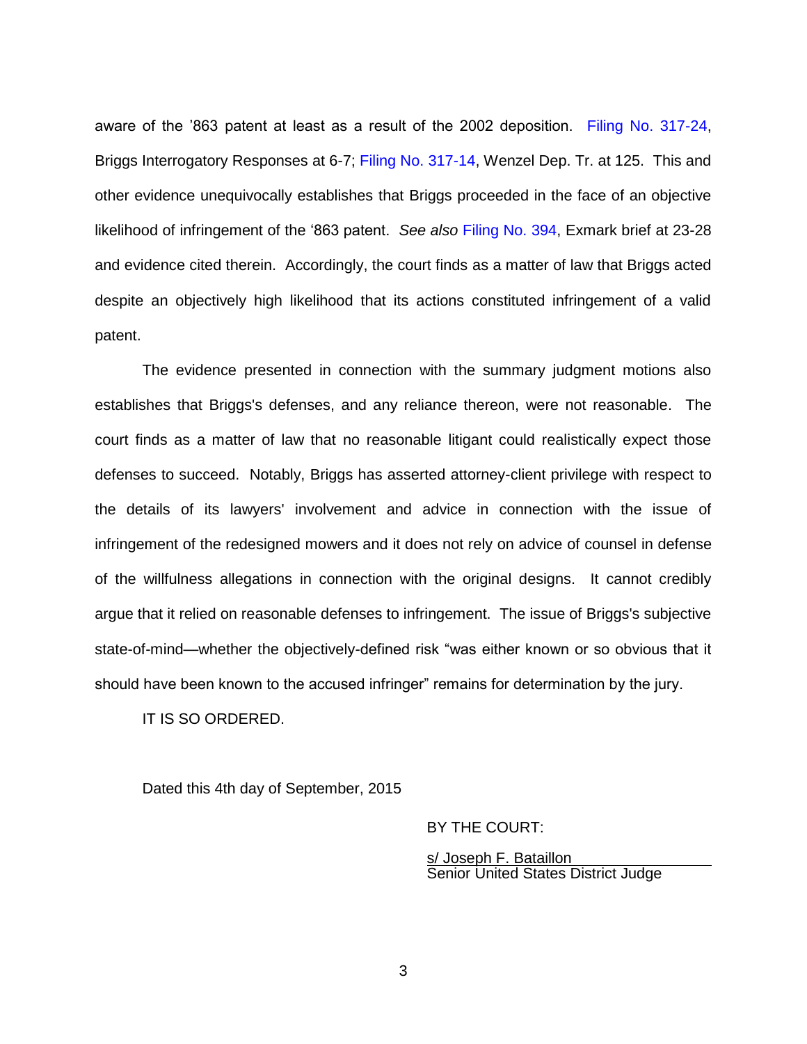aware of the '863 patent at least as a result of the 2002 deposition. Filing No. 317-24, Briggs Interrogatory Responses at 6-7; Filing No. 317-14, Wenzel Dep. Tr. at 125. This and other evidence unequivocally establishes that Briggs proceeded in the face of an objective likelihood of infringement of the '863 patent. *See also* Filing No. 394, Exmark brief at 23-28 and evidence cited therein. Accordingly, the court finds as a matter of law that Briggs acted despite an objectively high likelihood that its actions constituted infringement of a valid patent.

The evidence presented in connection with the summary judgment motions also establishes that Briggs's defenses, and any reliance thereon, were not reasonable. The court finds as a matter of law that no reasonable litigant could realistically expect those defenses to succeed. Notably, Briggs has asserted attorney-client privilege with respect to the details of its lawyers' involvement and advice in connection with the issue of infringement of the redesigned mowers and it does not rely on advice of counsel in defense of the willfulness allegations in connection with the original designs. It cannot credibly argue that it relied on reasonable defenses to infringement. The issue of Briggs's subjective state-of-mind—whether the objectively-defined risk "was either known or so obvious that it should have been known to the accused infringer" remains for determination by the jury.

IT IS SO ORDERED.

Dated this 4th day of September, 2015

BY THE COURT:

s/ Joseph F. Bataillon
Senior United States District Judge